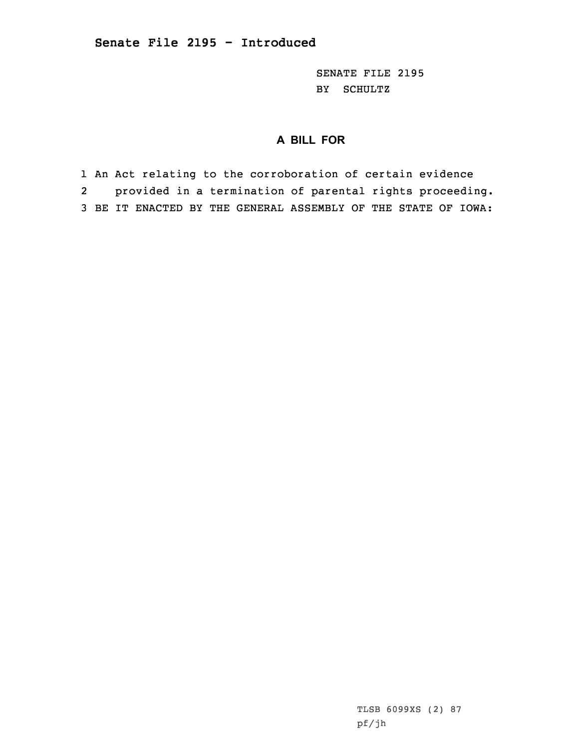**Senate File 2195 - Introduced**

SENATE FILE 2195
BY SCHULTZ

## A BILL FOR

1 An Act relating to the corroboration of certain evidence
2 provided in a termination of parental rights proceeding.
3 BE IT ENACTED BY THE GENERAL ASSEMBLY OF THE STATE OF IOWA:

TLSB 6099XS (2) 87
pf/jh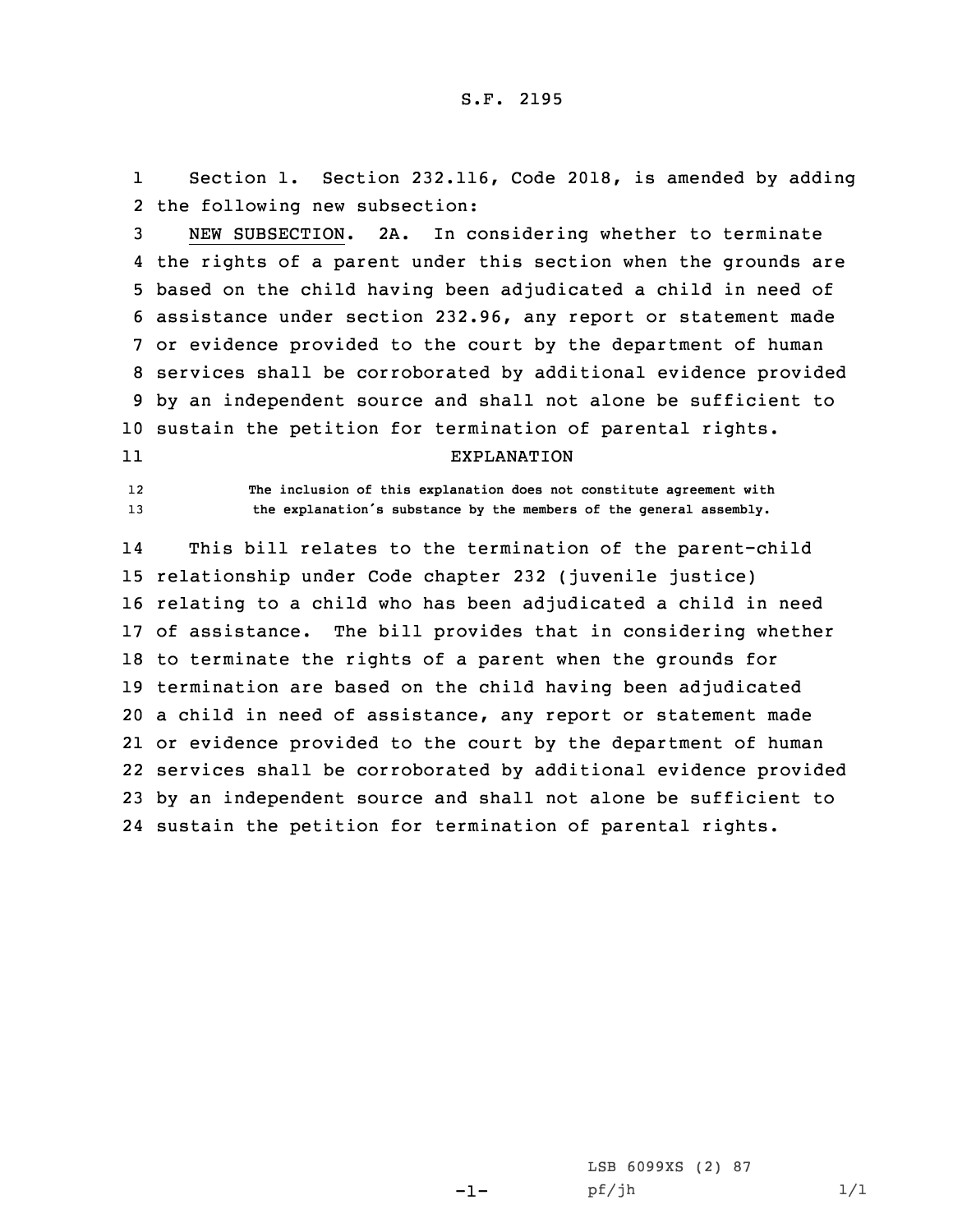Section 1. Section 232.116, Code 2018, is amended by adding the following new subsection:

NEW SUBSECTION. 2A. In considering whether to terminate the rights of a parent under this section when the grounds are based on the child having been adjudicated a child in need of assistance under section 232.96, any report or statement made or evidence provided to the court by the department of human services shall be corroborated by additional evidence provided by an independent source and shall not alone be sufficient to sustain the petition for termination of parental rights.

EXPLANATION

**The inclusion of this explanation does not constitute agreement with the explanation's substance by the members of the general assembly.**

This bill relates to the termination of the parent-child relationship under Code chapter 232 (juvenile justice) relating to a child who has been adjudicated a child in need of assistance. The bill provides that in considering whether to terminate the rights of a parent when the grounds for termination are based on the child having been adjudicated a child in need of assistance, any report or statement made or evidence provided to the court by the department of human services shall be corroborated by additional evidence provided by an independent source and shall not alone be sufficient to sustain the petition for termination of parental rights.

LSB 6099XS (2) 87

pf/jh